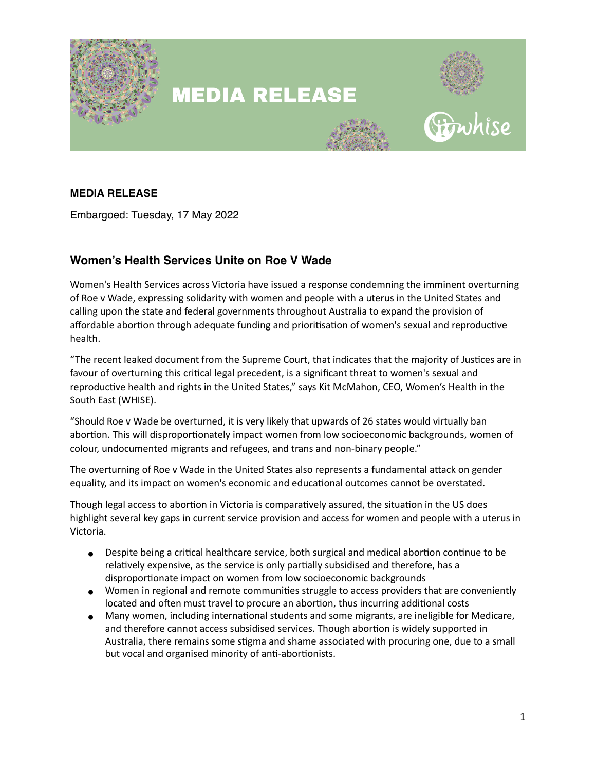# MEDIA RELEASE

**MEDIA RELEASE**

Embargoed: Tuesday, 17 May 2022

## Women's Health Services Unite on Roe V Wade

Women's Health Services across Victoria have issued a response condemning the imminent overturning of Roe v Wade, expressing solidarity with women and people with a uterus in the United States and calling upon the state and federal governments throughout Australia to expand the provision of affordable abortion through adequate funding and prioritisation of women's sexual and reproductive health.

"The recent leaked document from the Supreme Court, that indicates that the majority of Justices are in favour of overturning this critical legal precedent, is a significant threat to women's sexual and reproductive health and rights in the United States," says Kit McMahon, CEO, Women's Health in the South East (WHISE).

"Should Roe v Wade be overturned, it is very likely that upwards of 26 states would virtually ban abortion. This will disproportionately impact women from low socioeconomic backgrounds, women of colour, undocumented migrants and refugees, and trans and non-binary people."

The overturning of Roe v Wade in the United States also represents a fundamental attack on gender equality, and its impact on women's economic and educational outcomes cannot be overstated.

Though legal access to abortion in Victoria is comparatively assured, the situation in the US does highlight several key gaps in current service provision and access for women and people with a uterus in Victoria.

- Despite being a critical healthcare service, both surgical and medical abortion continue to be relatively expensive, as the service is only partially subsidised and therefore, has a disproportionate impact on women from low socioeconomic backgrounds
- Women in regional and remote communities struggle to access providers that are conveniently located and often must travel to procure an abortion, thus incurring additional costs
- Many women, including international students and some migrants, are ineligible for Medicare, and therefore cannot access subsidised services. Though abortion is widely supported in Australia, there remains some stigma and shame associated with procuring one, due to a small but vocal and organised minority of anti-abortionists.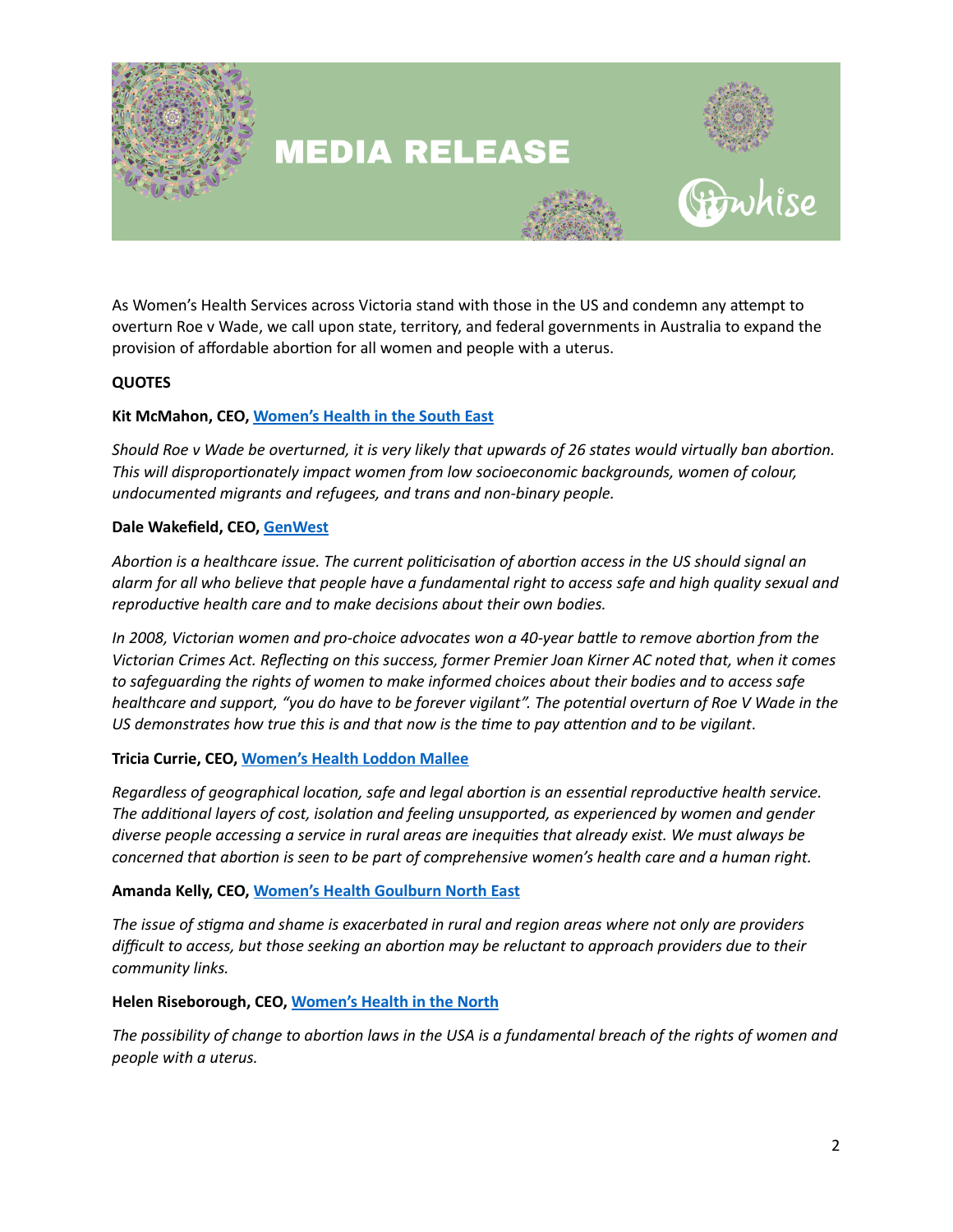# MEDIA RELEASE

As Women's Health Services across Victoria stand with those in the US and condemn any attempt to overturn Roe v Wade, we call upon state, territory, and federal governments in Australia to expand the provision of affordable abortion for all women and people with a uterus.

**QUOTES**

**Kit McMahon, CEO, Women's Health in the South East**

*Should Roe v Wade be overturned, it is very likely that upwards of 26 states would virtually ban abortion. This will disproportionately impact women from low socioeconomic backgrounds, women of colour, undocumented migrants and refugees, and trans and non-binary people.*

**Dale Wakefield, CEO, GenWest**

*Abortion is a healthcare issue. The current politicisation of abortion access in the US should signal an alarm for all who believe that people have a fundamental right to access safe and high quality sexual and reproductive health care and to make decisions about their own bodies.*

*In 2008, Victorian women and pro-choice advocates won a 40-year battle to remove abortion from the Victorian Crimes Act. Reflecting on this success, former Premier Joan Kirner AC noted that, when it comes to safeguarding the rights of women to make informed choices about their bodies and to access safe healthcare and support, "you do have to be forever vigilant". The potential overturn of Roe V Wade in the US demonstrates how true this is and that now is the time to pay attention and to be vigilant.*

**Tricia Currie, CEO, Women's Health Loddon Mallee**

*Regardless of geographical location, safe and legal abortion is an essential reproductive health service. The additional layers of cost, isolation and feeling unsupported, as experienced by women and gender diverse people accessing a service in rural areas are inequities that already exist. We must always be concerned that abortion is seen to be part of comprehensive women's health care and a human right.*

**Amanda Kelly, CEO, Women's Health Goulburn North East**

*The issue of stigma and shame is exacerbated in rural and region areas where not only are providers difficult to access, but those seeking an abortion may be reluctant to approach providers due to their community links.*

**Helen Riseborough, CEO, Women's Health in the North**

*The possibility of change to abortion laws in the USA is a fundamental breach of the rights of women and people with a uterus.*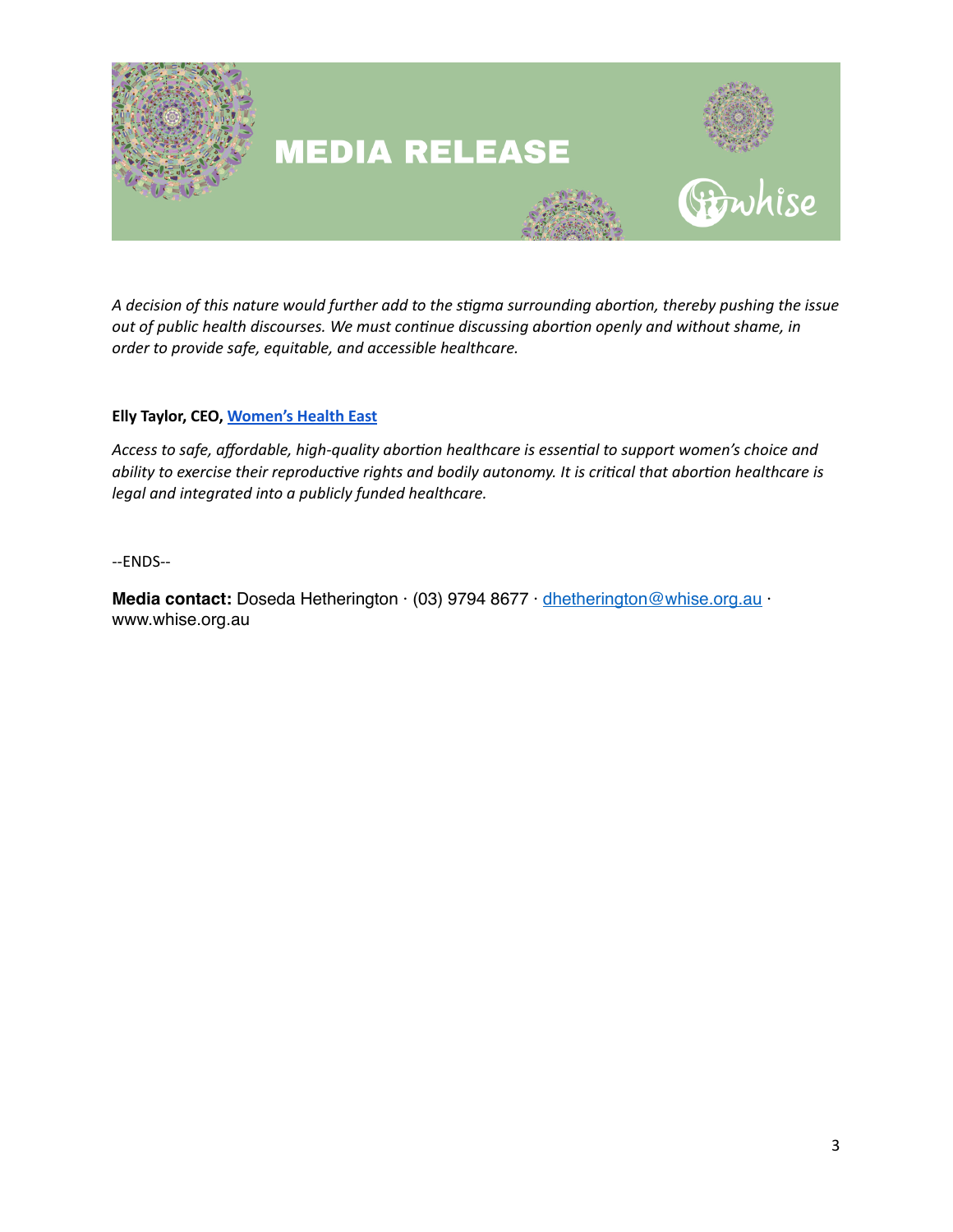*A decision of this nature would further add to the stigma surrounding abortion, thereby pushing the issue out of public health discourses. We must continue discussing abortion openly and without shame, in order to provide safe, equitable, and accessible healthcare.*

**Elly Taylor, CEO, [Women's Health East]**

*Access to safe, affordable, high-quality abortion healthcare is essential to support women's choice and ability to exercise their reproductive rights and bodily autonomy. It is critical that abortion healthcare is legal and integrated into a publicly funded healthcare.*

--ENDS--

**Media contact:** Doseda Hetherington · (03) 9794 8677 · dhetherington@whise.org.au · www.whise.org.au